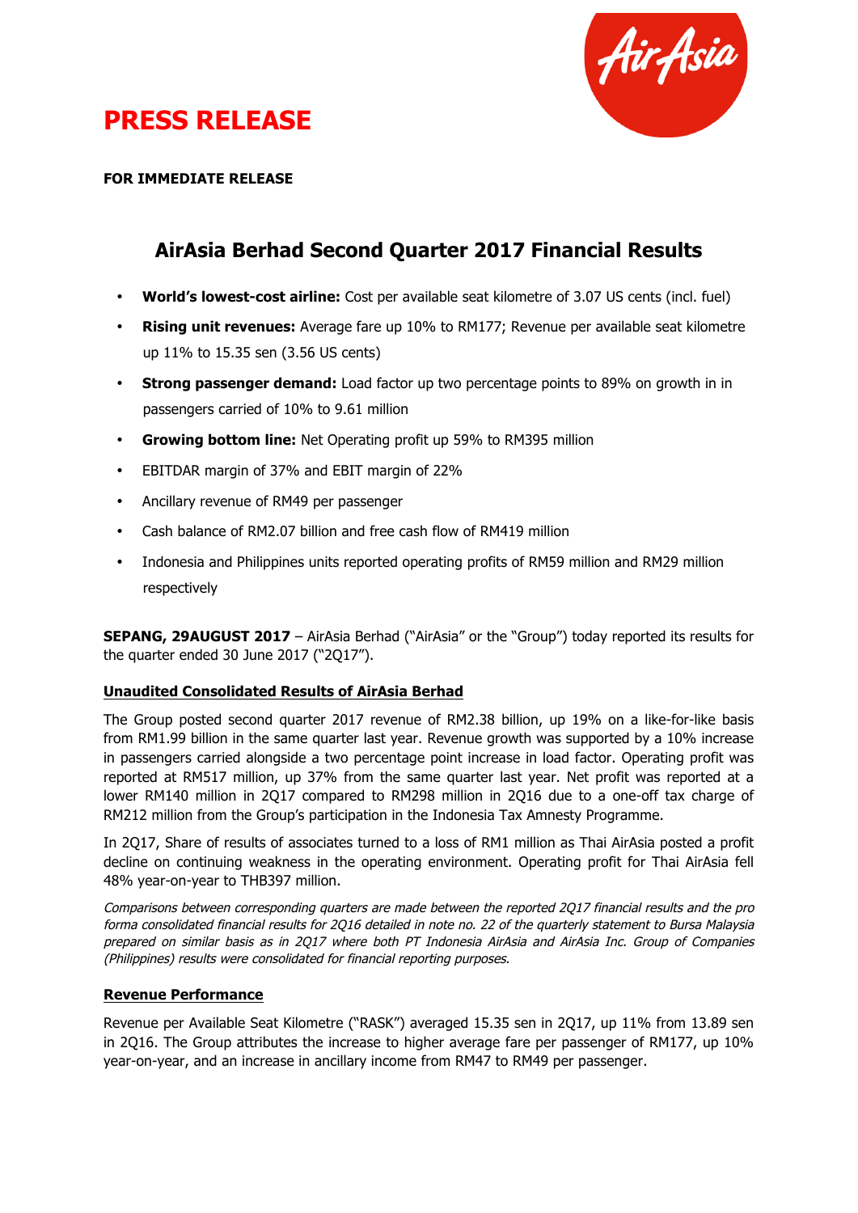# PRESS RELEASE

**FOR IMMEDIATE RELEASE**

## AirAsia Berhad Second Quarter 2017 Financial Results

- **World's lowest-cost airline:** Cost per available seat kilometre of 3.07 US cents (incl. fuel)
- **Rising unit revenues:** Average fare up 10% to RM177; Revenue per available seat kilometre up 11% to 15.35 sen (3.56 US cents)
- **Strong passenger demand:** Load factor up two percentage points to 89% on growth in in passengers carried of 10% to 9.61 million
- **Growing bottom line:** Net Operating profit up 59% to RM395 million
- EBITDAR margin of 37% and EBIT margin of 22%
- Ancillary revenue of RM49 per passenger
- Cash balance of RM2.07 billion and free cash flow of RM419 million
- Indonesia and Philippines units reported operating profits of RM59 million and RM29 million respectively

**SEPANG, 29AUGUST 2017** – AirAsia Berhad ("AirAsia" or the "Group") today reported its results for the quarter ended 30 June 2017 ("2Q17").

**Unaudited Consolidated Results of AirAsia Berhad**

The Group posted second quarter 2017 revenue of RM2.38 billion, up 19% on a like-for-like basis from RM1.99 billion in the same quarter last year. Revenue growth was supported by a 10% increase in passengers carried alongside a two percentage point increase in load factor. Operating profit was reported at RM517 million, up 37% from the same quarter last year. Net profit was reported at a lower RM140 million in 2Q17 compared to RM298 million in 2Q16 due to a one-off tax charge of RM212 million from the Group's participation in the Indonesia Tax Amnesty Programme.

In 2Q17, Share of results of associates turned to a loss of RM1 million as Thai AirAsia posted a profit decline on continuing weakness in the operating environment. Operating profit for Thai AirAsia fell 48% year-on-year to THB397 million.

*Comparisons between corresponding quarters are made between the reported 2Q17 financial results and the pro forma consolidated financial results for 2Q16 detailed in note no. 22 of the quarterly statement to Bursa Malaysia prepared on similar basis as in 2Q17 where both PT Indonesia AirAsia and AirAsia Inc. Group of Companies (Philippines) results were consolidated for financial reporting purposes.*

**Revenue Performance**

Revenue per Available Seat Kilometre ("RASK") averaged 15.35 sen in 2Q17, up 11% from 13.89 sen in 2Q16. The Group attributes the increase to higher average fare per passenger of RM177, up 10% year-on-year, and an increase in ancillary income from RM47 to RM49 per passenger.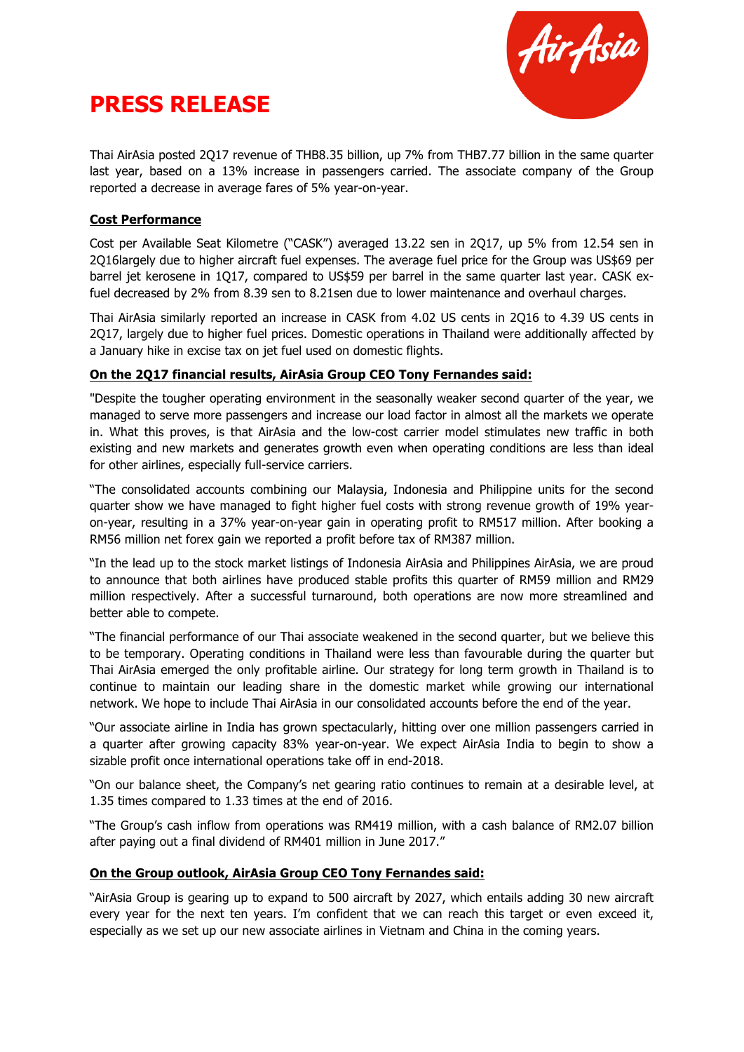# PRESS RELEASE

Thai AirAsia posted 2Q17 revenue of THB8.35 billion, up 7% from THB7.77 billion in the same quarter last year, based on a 13% increase in passengers carried. The associate company of the Group reported a decrease in average fares of 5% year-on-year.

**Cost Performance**

Cost per Available Seat Kilometre ("CASK") averaged 13.22 sen in 2Q17, up 5% from 12.54 sen in 2Q16largely due to higher aircraft fuel expenses. The average fuel price for the Group was US$69 per barrel jet kerosene in 1Q17, compared to US$59 per barrel in the same quarter last year. CASK ex-fuel decreased by 2% from 8.39 sen to 8.21sen due to lower maintenance and overhaul charges.

Thai AirAsia similarly reported an increase in CASK from 4.02 US cents in 2Q16 to 4.39 US cents in 2Q17, largely due to higher fuel prices. Domestic operations in Thailand were additionally affected by a January hike in excise tax on jet fuel used on domestic flights.

**On the 2Q17 financial results, AirAsia Group CEO Tony Fernandes said:**

"Despite the tougher operating environment in the seasonally weaker second quarter of the year, we managed to serve more passengers and increase our load factor in almost all the markets we operate in. What this proves, is that AirAsia and the low-cost carrier model stimulates new traffic in both existing and new markets and generates growth even when operating conditions are less than ideal for other airlines, especially full-service carriers.

"The consolidated accounts combining our Malaysia, Indonesia and Philippine units for the second quarter show we have managed to fight higher fuel costs with strong revenue growth of 19% year-on-year, resulting in a 37% year-on-year gain in operating profit to RM517 million. After booking a RM56 million net forex gain we reported a profit before tax of RM387 million.

"In the lead up to the stock market listings of Indonesia AirAsia and Philippines AirAsia, we are proud to announce that both airlines have produced stable profits this quarter of RM59 million and RM29 million respectively. After a successful turnaround, both operations are now more streamlined and better able to compete.

"The financial performance of our Thai associate weakened in the second quarter, but we believe this to be temporary. Operating conditions in Thailand were less than favourable during the quarter but Thai AirAsia emerged the only profitable airline. Our strategy for long term growth in Thailand is to continue to maintain our leading share in the domestic market while growing our international network. We hope to include Thai AirAsia in our consolidated accounts before the end of the year.

"Our associate airline in India has grown spectacularly, hitting over one million passengers carried in a quarter after growing capacity 83% year-on-year. We expect AirAsia India to begin to show a sizable profit once international operations take off in end-2018.

"On our balance sheet, the Company's net gearing ratio continues to remain at a desirable level, at 1.35 times compared to 1.33 times at the end of 2016.

"The Group's cash inflow from operations was RM419 million, with a cash balance of RM2.07 billion after paying out a final dividend of RM401 million in June 2017."

**On the Group outlook, AirAsia Group CEO Tony Fernandes said:**

"AirAsia Group is gearing up to expand to 500 aircraft by 2027, which entails adding 30 new aircraft every year for the next ten years. I'm confident that we can reach this target or even exceed it, especially as we set up our new associate airlines in Vietnam and China in the coming years.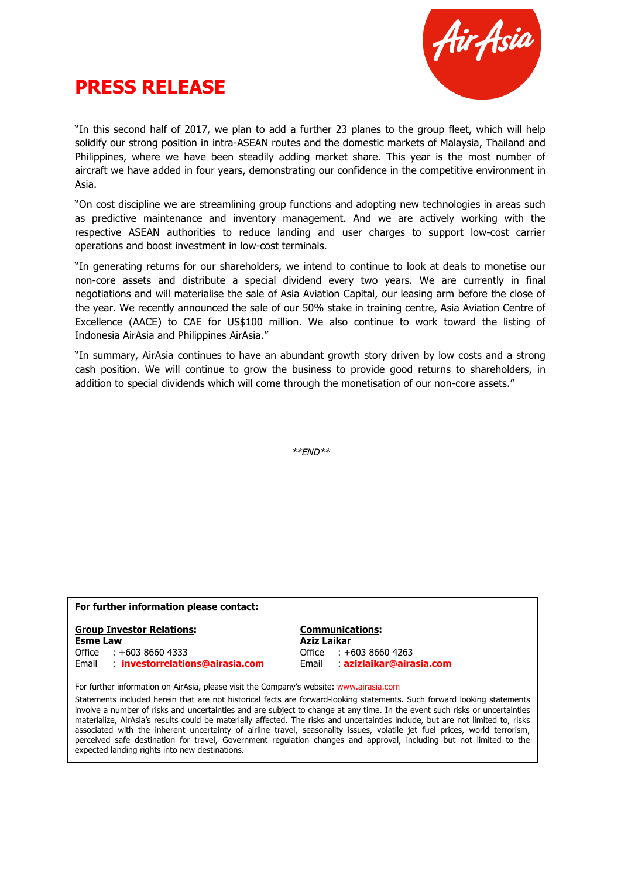# PRESS RELEASE

"In this second half of 2017, we plan to add a further 23 planes to the group fleet, which will help solidify our strong position in intra-ASEAN routes and the domestic markets of Malaysia, Thailand and Philippines, where we have been steadily adding market share. This year is the most number of aircraft we have added in four years, demonstrating our confidence in the competitive environment in Asia.

"On cost discipline we are streamlining group functions and adopting new technologies in areas such as predictive maintenance and inventory management. And we are actively working with the respective ASEAN authorities to reduce landing and user charges to support low-cost carrier operations and boost investment in low-cost terminals.

"In generating returns for our shareholders, we intend to continue to look at deals to monetise our non-core assets and distribute a special dividend every two years. We are currently in final negotiations and will materialise the sale of Asia Aviation Capital, our leasing arm before the close of the year. We recently announced the sale of our 50% stake in training centre, Asia Aviation Centre of Excellence (AACE) to CAE for US$100 million. We also continue to work toward the listing of Indonesia AirAsia and Philippines AirAsia."

"In summary, AirAsia continues to have an abundant growth story driven by low costs and a strong cash position. We will continue to grow the business to provide good returns to shareholders, in addition to special dividends which will come through the monetisation of our non-core assets."

*\*\*END\*\**

**For further information please contact:**

**Group Investor Relations:**
**Esme Law**
Office : +603 8660 4333
Email : **investorrelations@airasia.com**

**Communications:**
**Aziz Laikar**
Office : +603 8660 4263
Email : **azizlaikar@airasia.com**

For further information on AirAsia, please visit the Company's website: www.airasia.com

Statements included herein that are not historical facts are forward-looking statements. Such forward looking statements involve a number of risks and uncertainties and are subject to change at any time. In the event such risks or uncertainties materialize, AirAsia's results could be materially affected. The risks and uncertainties include, but are not limited to, risks associated with the inherent uncertainty of airline travel, seasonality issues, volatile jet fuel prices, world terrorism, perceived safe destination for travel, Government regulation changes and approval, including but not limited to the expected landing rights into new destinations.